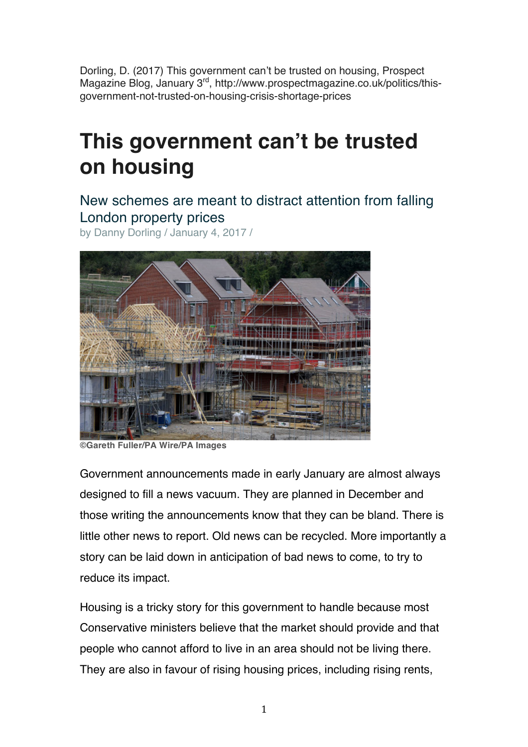Dorling, D. (2017) This government can't be trusted on housing, Prospect Magazine Blog, January 3rd, http://www.prospectmagazine.co.uk/politics/this-government-not-trusted-on-housing-crisis-shortage-prices

# This government can't be trusted on housing

## New schemes are meant to distract attention from falling London property prices

by Danny Dorling / January 4, 2017 /

©Gareth Fuller/PA Wire/PA Images

Government announcements made in early January are almost always designed to fill a news vacuum. They are planned in December and those writing the announcements know that they can be bland. There is little other news to report. Old news can be recycled. More importantly a story can be laid down in anticipation of bad news to come, to try to reduce its impact.

Housing is a tricky story for this government to handle because most Conservative ministers believe that the market should provide and that people who cannot afford to live in an area should not be living there. They are also in favour of rising housing prices, including rising rents,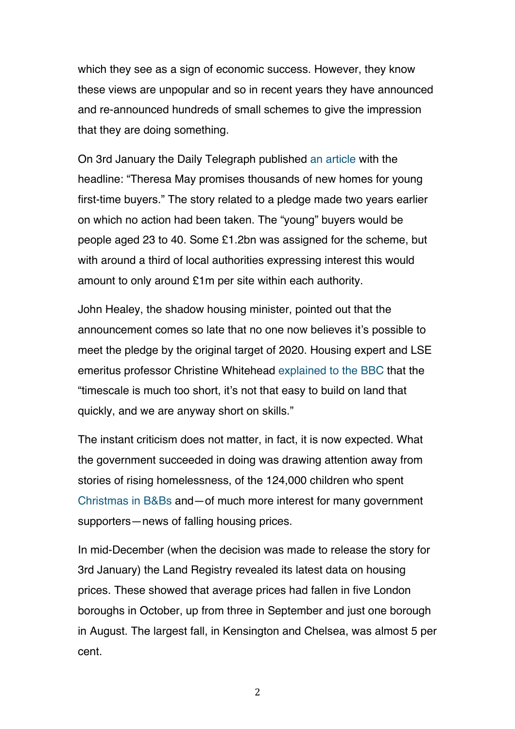which they see as a sign of economic success. However, they know these views are unpopular and so in recent years they have announced and re-announced hundreds of small schemes to give the impression that they are doing something.

On 3rd January the Daily Telegraph published an article with the headline: "Theresa May promises thousands of new homes for young first-time buyers." The story related to a pledge made two years earlier on which no action had been taken. The "young" buyers would be people aged 23 to 40. Some £1.2bn was assigned for the scheme, but with around a third of local authorities expressing interest this would amount to only around £1m per site within each authority.

John Healey, the shadow housing minister, pointed out that the announcement comes so late that no one now believes it's possible to meet the pledge by the original target of 2020. Housing expert and LSE emeritus professor Christine Whitehead explained to the BBC that the "timescale is much too short, it's not that easy to build on land that quickly, and we are anyway short on skills."

The instant criticism does not matter, in fact, it is now expected. What the government succeeded in doing was drawing attention away from stories of rising homelessness, of the 124,000 children who spent Christmas in B&Bs and—of much more interest for many government supporters—news of falling housing prices.

In mid-December (when the decision was made to release the story for 3rd January) the Land Registry revealed its latest data on housing prices. These showed that average prices had fallen in five London boroughs in October, up from three in September and just one borough in August. The largest fall, in Kensington and Chelsea, was almost 5 per cent.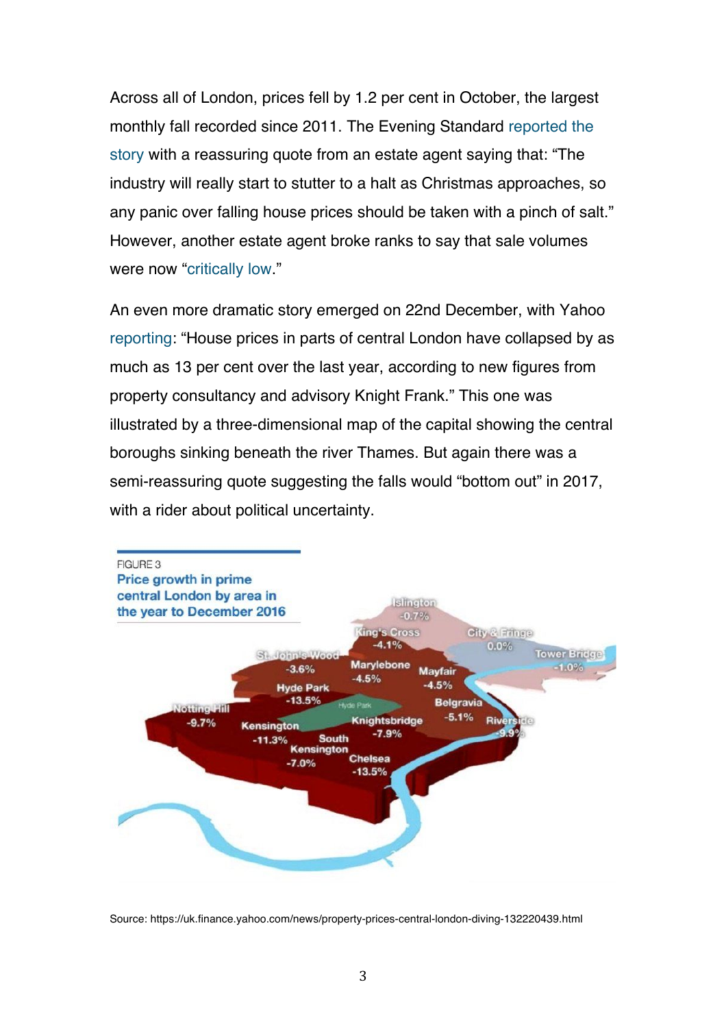Across all of London, prices fell by 1.2 per cent in October, the largest monthly fall recorded since 2011. The Evening Standard reported the story with a reassuring quote from an estate agent saying that: "The industry will really start to stutter to a halt as Christmas approaches, so any panic over falling house prices should be taken with a pinch of salt." However, another estate agent broke ranks to say that sale volumes were now "critically low."

An even more dramatic story emerged on 22nd December, with Yahoo reporting: "House prices in parts of central London have collapsed by as much as 13 per cent over the last year, according to new figures from property consultancy and advisory Knight Frank." This one was illustrated by a three-dimensional map of the capital showing the central boroughs sinking beneath the river Thames. But again there was a semi-reassuring quote suggesting the falls would "bottom out" in 2017, with a rider about political uncertainty.

FIGURE 3

**Price growth in prime central London by area in the year to December 2016**

Islington -0.7%, King's Cross -4.1%, City & Fringe 0.0%, Tower Bridge -1.0%, St John's Wood -3.6%, Marylebone -4.5%, Mayfair -4.5%, Hyde Park -13.5%, Belgravia -5.1%, Notting Hill -9.7%, Knightsbridge -7.9%, Riverside -9.9%, Kensington -11.3%, South Kensington -7.0%, Chelsea -13.5%

Source: https://uk.finance.yahoo.com/news/property-prices-central-london-diving-132220439.html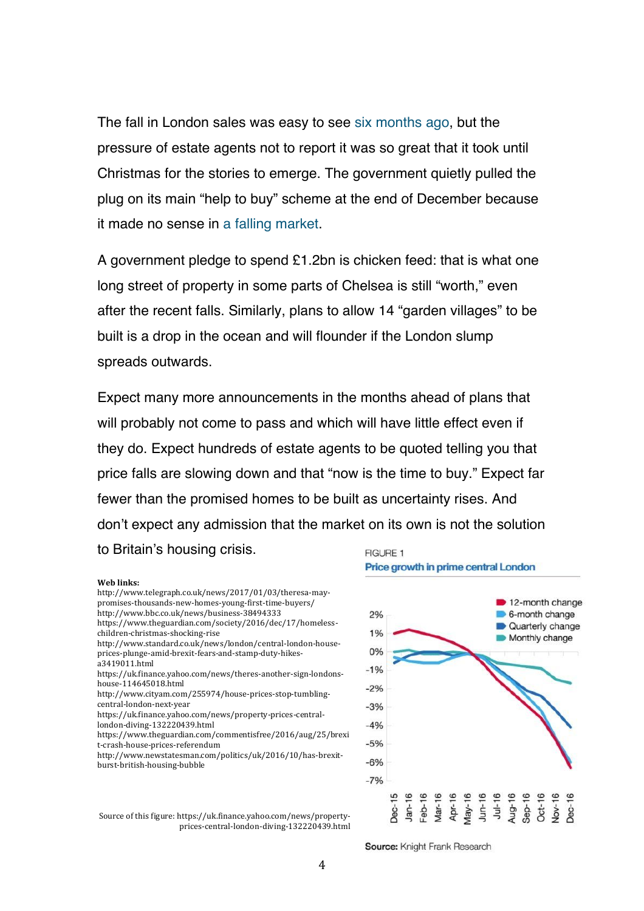The fall in London sales was easy to see six months ago, but the pressure of estate agents not to report it was so great that it took until Christmas for the stories to emerge. The government quietly pulled the plug on its main "help to buy" scheme at the end of December because it made no sense in a falling market.

A government pledge to spend £1.2bn is chicken feed: that is what one long street of property in some parts of Chelsea is still "worth," even after the recent falls. Similarly, plans to allow 14 "garden villages" to be built is a drop in the ocean and will flounder if the London slump spreads outwards.

Expect many more announcements in the months ahead of plans that will probably not come to pass and which will have little effect even if they do. Expect hundreds of estate agents to be quoted telling you that price falls are slowing down and that "now is the time to buy." Expect far fewer than the promised homes to be built as uncertainty rises. And don't expect any admission that the market on its own is not the solution to Britain's housing crisis.

**Web links:**
http://www.telegraph.co.uk/news/2017/01/03/theresa-may-promises-thousands-new-homes-young-first-time-buyers/
http://www.bbc.co.uk/news/business-38494333
https://www.theguardian.com/society/2016/dec/17/homeless-children-christmas-shocking-rise
http://www.standard.co.uk/news/london/central-london-house-prices-plunge-amid-brexit-fears-and-stamp-duty-hikes-a3419011.html
https://uk.finance.yahoo.com/news/theres-another-sign-londons-house-114645018.html
http://www.cityam.com/255974/house-prices-stop-tumbling-central-london-next-year
https://uk.finance.yahoo.com/news/property-prices-central-london-diving-132220439.html
https://www.theguardian.com/commentisfree/2016/aug/25/brexit-crash-house-prices-referendum
http://www.newstatesman.com/politics/uk/2016/10/has-brexit-burst-british-housing-bubble

FIGURE 1

**Price growth in prime central London**

12-month change
6-month change
Quarterly change
Monthly change

2%
1%
0%
-1%
-2%
-3%
-4%
-5%
-6%
-7%

Dec-15 Jan-16 Feb-16 Mar-16 Apr-16 May-16 Jun-16 Jul-16 Aug-16 Sep-16 Oct-16 Nov-16 Dec-16

**Source:** Knight Frank Research

Source of this figure: https://uk.finance.yahoo.com/news/property-prices-central-london-diving-132220439.html